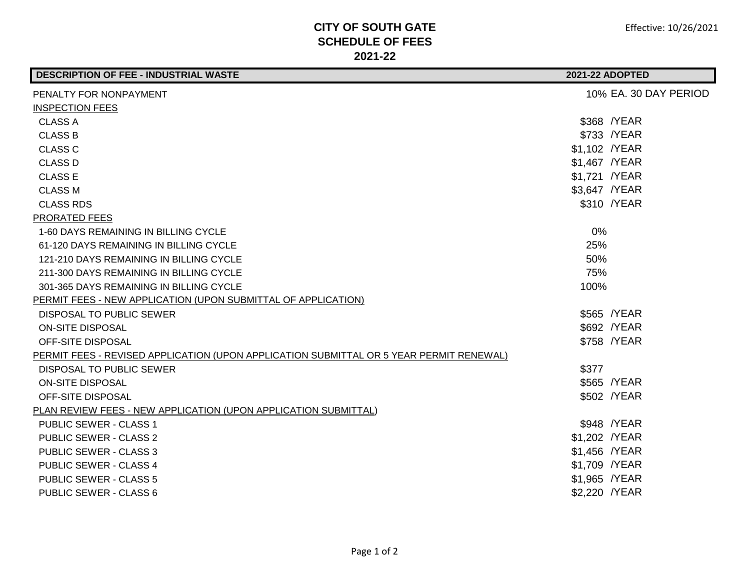# CITY OF SOUTH GATE
## SCHEDULE OF FEES
## 2021-22

Effective: 10/26/2021

| DESCRIPTION OF FEE - INDUSTRIAL WASTE | 2021-22 ADOPTED | |
|---|---|---|
| PENALTY FOR NONPAYMENT | 10% | EA. 30 DAY PERIOD |
| INSPECTION FEES | | |
| CLASS A | $368 | /YEAR |
| CLASS B | $733 | /YEAR |
| CLASS C | $1,102 | /YEAR |
| CLASS D | $1,467 | /YEAR |
| CLASS E | $1,721 | /YEAR |
| CLASS M | $3,647 | /YEAR |
| CLASS RDS | $310 | /YEAR |
| PRORATED FEES | | |
| 1-60 DAYS REMAINING IN BILLING CYCLE | 0% | |
| 61-120 DAYS REMAINING IN BILLING CYCLE | 25% | |
| 121-210 DAYS REMAINING IN BILLING CYCLE | 50% | |
| 211-300 DAYS REMAINING IN BILLING CYCLE | 75% | |
| 301-365 DAYS REMAINING IN BILLING CYCLE | 100% | |
| PERMIT FEES - NEW APPLICATION (UPON SUBMITTAL OF APPLICATION) | | |
| DISPOSAL TO PUBLIC SEWER | $565 | /YEAR |
| ON-SITE DISPOSAL | $692 | /YEAR |
| OFF-SITE DISPOSAL | $758 | /YEAR |
| PERMIT FEES - REVISED APPLICATION (UPON APPLICATION SUBMITTAL OR 5 YEAR PERMIT RENEWAL) | | |
| DISPOSAL TO PUBLIC SEWER | $377 | |
| ON-SITE DISPOSAL | $565 | /YEAR |
| OFF-SITE DISPOSAL | $502 | /YEAR |
| PLAN REVIEW FEES - NEW APPLICATION (UPON APPLICATION SUBMITTAL) | | |
| PUBLIC SEWER - CLASS 1 | $948 | /YEAR |
| PUBLIC SEWER - CLASS 2 | $1,202 | /YEAR |
| PUBLIC SEWER - CLASS 3 | $1,456 | /YEAR |
| PUBLIC SEWER - CLASS 4 | $1,709 | /YEAR |
| PUBLIC SEWER - CLASS 5 | $1,965 | /YEAR |
| PUBLIC SEWER - CLASS 6 | $2,220 | /YEAR |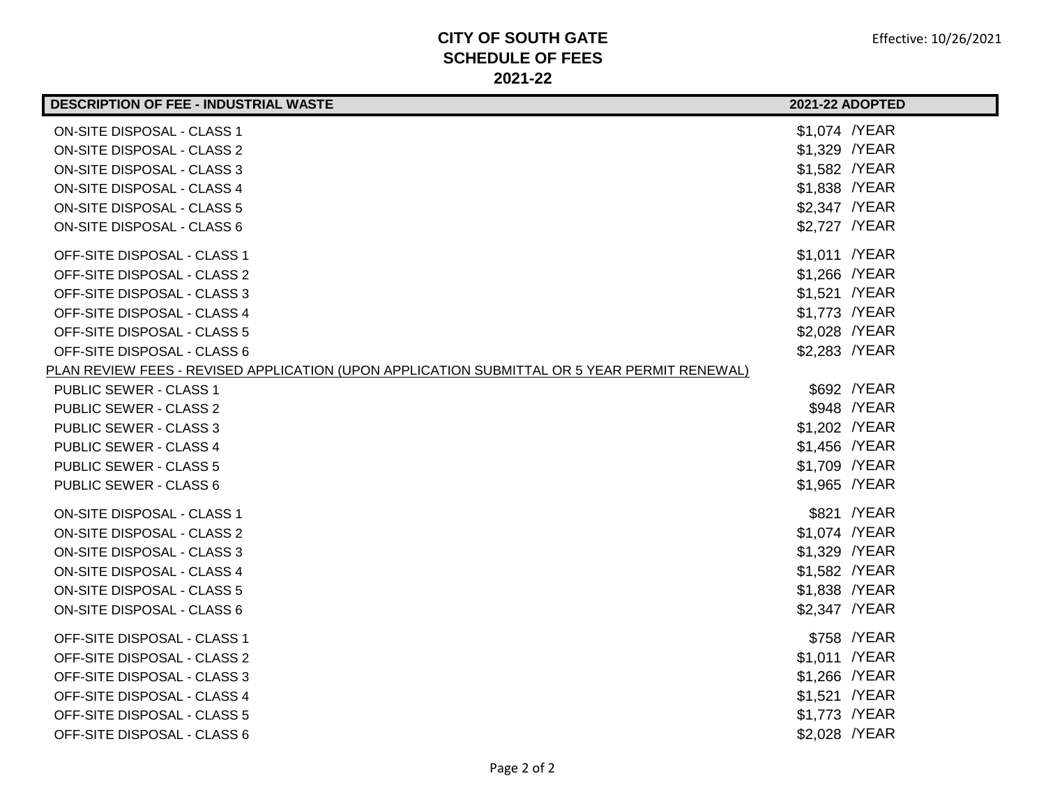# CITY OF SOUTH GATE
## SCHEDULE OF FEES
## 2021-22

Effective: 10/26/2021

| DESCRIPTION OF FEE - INDUSTRIAL WASTE | 2021-22 ADOPTED |
|---|---|
| ON-SITE DISPOSAL - CLASS 1 | $1,074 /YEAR |
| ON-SITE DISPOSAL - CLASS 2 | $1,329 /YEAR |
| ON-SITE DISPOSAL - CLASS 3 | $1,582 /YEAR |
| ON-SITE DISPOSAL - CLASS 4 | $1,838 /YEAR |
| ON-SITE DISPOSAL - CLASS 5 | $2,347 /YEAR |
| ON-SITE DISPOSAL - CLASS 6 | $2,727 /YEAR |
| OFF-SITE DISPOSAL - CLASS 1 | $1,011 /YEAR |
| OFF-SITE DISPOSAL - CLASS 2 | $1,266 /YEAR |
| OFF-SITE DISPOSAL - CLASS 3 | $1,521 /YEAR |
| OFF-SITE DISPOSAL - CLASS 4 | $1,773 /YEAR |
| OFF-SITE DISPOSAL - CLASS 5 | $2,028 /YEAR |
| OFF-SITE DISPOSAL - CLASS 6 | $2,283 /YEAR |
| PLAN REVIEW FEES - REVISED APPLICATION (UPON APPLICATION SUBMITTAL OR 5 YEAR PERMIT RENEWAL) | |
| PUBLIC SEWER - CLASS 1 | $692 /YEAR |
| PUBLIC SEWER - CLASS 2 | $948 /YEAR |
| PUBLIC SEWER - CLASS 3 | $1,202 /YEAR |
| PUBLIC SEWER - CLASS 4 | $1,456 /YEAR |
| PUBLIC SEWER - CLASS 5 | $1,709 /YEAR |
| PUBLIC SEWER - CLASS 6 | $1,965 /YEAR |
| ON-SITE DISPOSAL - CLASS 1 | $821 /YEAR |
| ON-SITE DISPOSAL - CLASS 2 | $1,074 /YEAR |
| ON-SITE DISPOSAL - CLASS 3 | $1,329 /YEAR |
| ON-SITE DISPOSAL - CLASS 4 | $1,582 /YEAR |
| ON-SITE DISPOSAL - CLASS 5 | $1,838 /YEAR |
| ON-SITE DISPOSAL - CLASS 6 | $2,347 /YEAR |
| OFF-SITE DISPOSAL - CLASS 1 | $758 /YEAR |
| OFF-SITE DISPOSAL - CLASS 2 | $1,011 /YEAR |
| OFF-SITE DISPOSAL - CLASS 3 | $1,266 /YEAR |
| OFF-SITE DISPOSAL - CLASS 4 | $1,521 /YEAR |
| OFF-SITE DISPOSAL - CLASS 5 | $1,773 /YEAR |
| OFF-SITE DISPOSAL - CLASS 6 | $2,028 /YEAR |